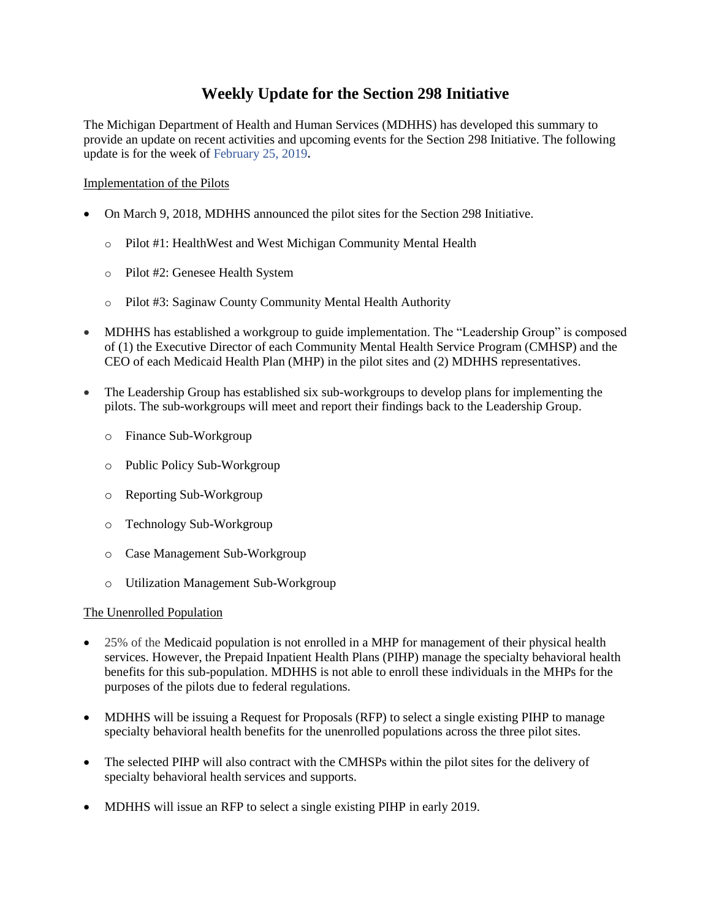# Weekly Update for the Section 298 Initiative

The Michigan Department of Health and Human Services (MDHHS) has developed this summary to provide an update on recent activities and upcoming events for the Section 298 Initiative. The following update is for the week of February 25, 2019**.**

Implementation of the Pilots

- On March 9, 2018, MDHHS announced the pilot sites for the Section 298 Initiative.
  - Pilot #1: HealthWest and West Michigan Community Mental Health
  - Pilot #2: Genesee Health System
  - Pilot #3: Saginaw County Community Mental Health Authority
- MDHHS has established a workgroup to guide implementation. The "Leadership Group" is composed of (1) the Executive Director of each Community Mental Health Service Program (CMHSP) and the CEO of each Medicaid Health Plan (MHP) in the pilot sites and (2) MDHHS representatives.
- The Leadership Group has established six sub-workgroups to develop plans for implementing the pilots. The sub-workgroups will meet and report their findings back to the Leadership Group.
  - Finance Sub-Workgroup
  - Public Policy Sub-Workgroup
  - Reporting Sub-Workgroup
  - Technology Sub-Workgroup
  - Case Management Sub-Workgroup
  - Utilization Management Sub-Workgroup

The Unenrolled Population

- 25% of the Medicaid population is not enrolled in a MHP for management of their physical health services. However, the Prepaid Inpatient Health Plans (PIHP) manage the specialty behavioral health benefits for this sub-population. MDHHS is not able to enroll these individuals in the MHPs for the purposes of the pilots due to federal regulations.
- MDHHS will be issuing a Request for Proposals (RFP) to select a single existing PIHP to manage specialty behavioral health benefits for the unenrolled populations across the three pilot sites.
- The selected PIHP will also contract with the CMHSPs within the pilot sites for the delivery of specialty behavioral health services and supports.
- MDHHS will issue an RFP to select a single existing PIHP in early 2019.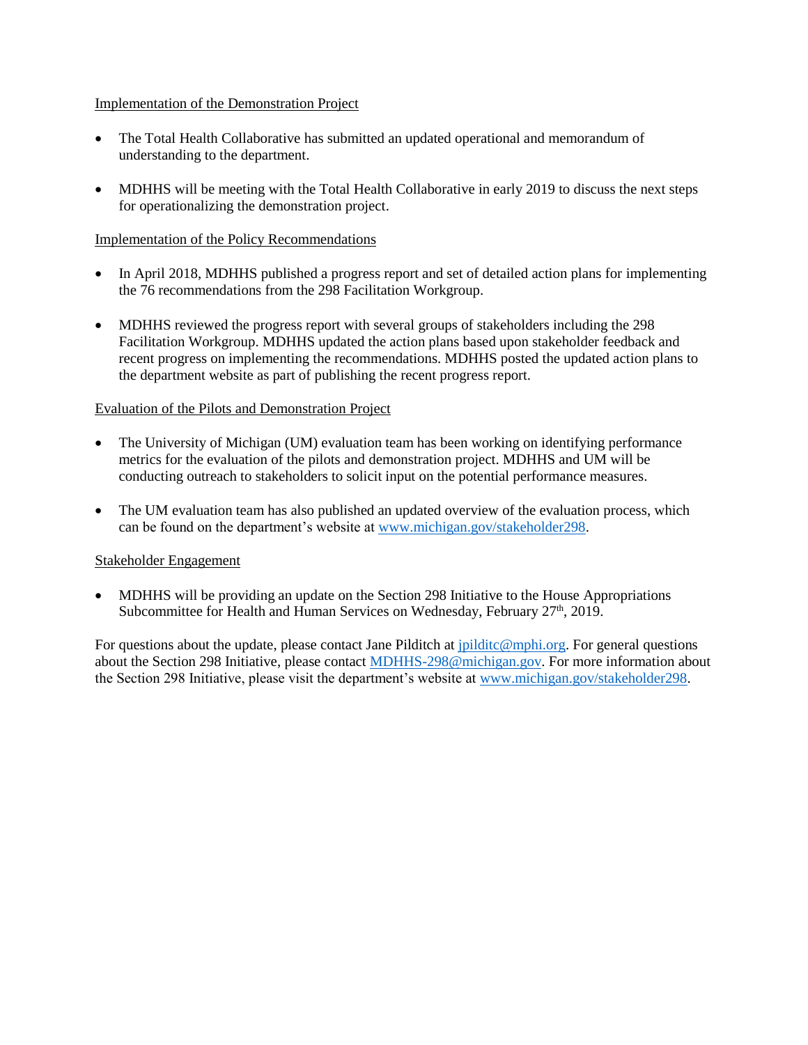Implementation of the Demonstration Project

- The Total Health Collaborative has submitted an updated operational and memorandum of understanding to the department.
- MDHHS will be meeting with the Total Health Collaborative in early 2019 to discuss the next steps for operationalizing the demonstration project.

Implementation of the Policy Recommendations

- In April 2018, MDHHS published a progress report and set of detailed action plans for implementing the 76 recommendations from the 298 Facilitation Workgroup.
- MDHHS reviewed the progress report with several groups of stakeholders including the 298 Facilitation Workgroup. MDHHS updated the action plans based upon stakeholder feedback and recent progress on implementing the recommendations. MDHHS posted the updated action plans to the department website as part of publishing the recent progress report.

Evaluation of the Pilots and Demonstration Project

- The University of Michigan (UM) evaluation team has been working on identifying performance metrics for the evaluation of the pilots and demonstration project. MDHHS and UM will be conducting outreach to stakeholders to solicit input on the potential performance measures.
- The UM evaluation team has also published an updated overview of the evaluation process, which can be found on the department's website at www.michigan.gov/stakeholder298.

Stakeholder Engagement

- MDHHS will be providing an update on the Section 298 Initiative to the House Appropriations Subcommittee for Health and Human Services on Wednesday, February 27th, 2019.

For questions about the update, please contact Jane Pilditch at jpilditc@mphi.org. For general questions about the Section 298 Initiative, please contact MDHHS-298@michigan.gov. For more information about the Section 298 Initiative, please visit the department's website at www.michigan.gov/stakeholder298.